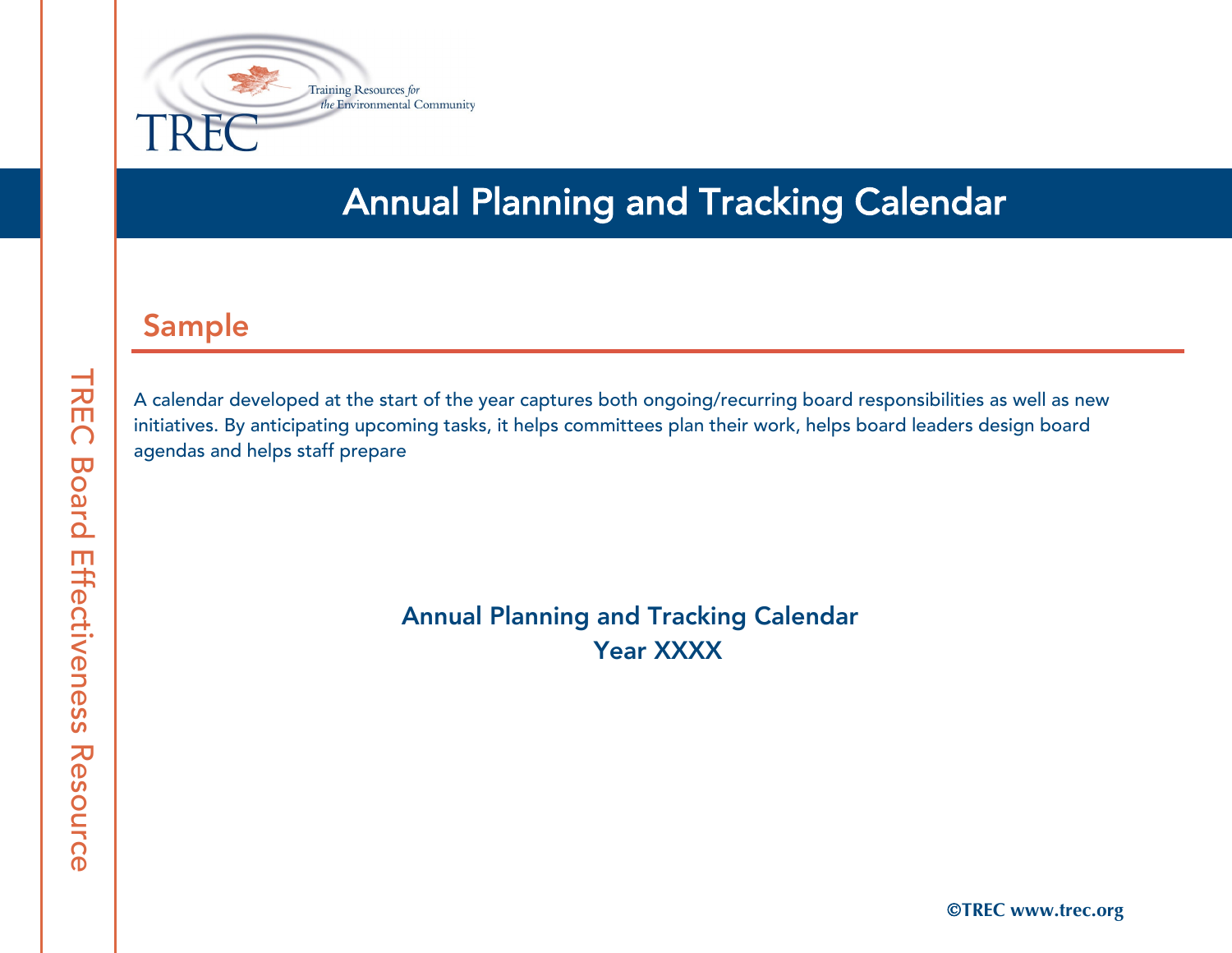# Annual Planning and Tracking Calendar

## Sample

A calendar developed at the start of the year captures both ongoing/recurring board responsibilities as well as new initiatives. By anticipating upcoming tasks, it helps committees plan their work, helps board leaders design board agendas and helps staff prepare

**Annual Planning and Tracking Calendar**
**Year XXXX**

©TREC www.trec.org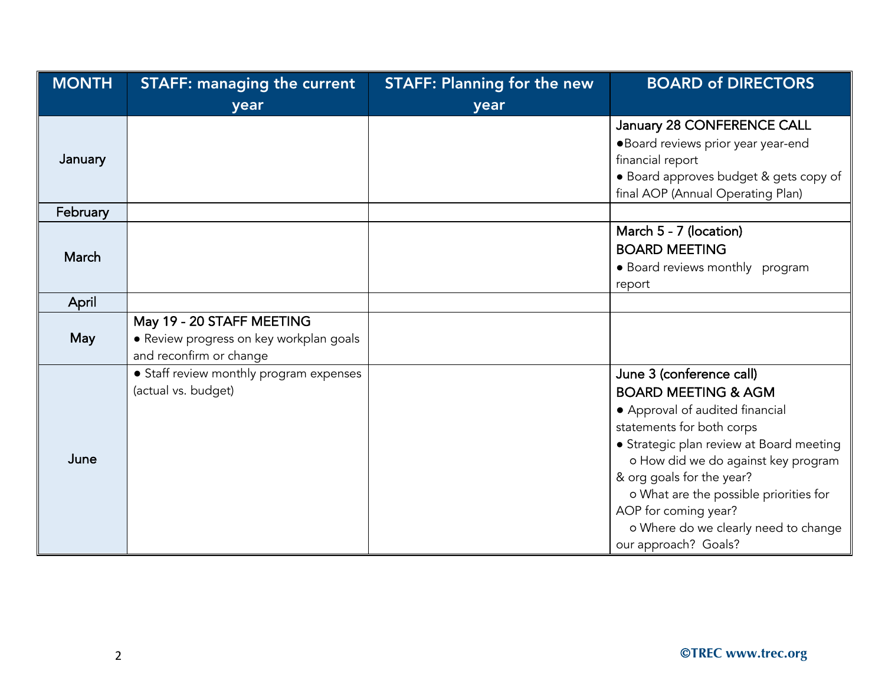| MONTH | STAFF: managing the current year | STAFF: Planning for the new year | BOARD of DIRECTORS |
|---|---|---|---|
| January | | | January 28 CONFERENCE CALL<br>●Board reviews prior year year-end financial report<br>● Board approves budget & gets copy of final AOP (Annual Operating Plan) |
| February | | | |
| March | | | March 5 - 7 (location)<br>BOARD MEETING<br>● Board reviews monthly program report |
| April | | | |
| May | May 19 - 20 STAFF MEETING<br>● Review progress on key workplan goals and reconfirm or change | | |
| June | ● Staff review monthly program expenses (actual vs. budget) | | June 3 (conference call)<br>BOARD MEETING & AGM<br>● Approval of audited financial statements for both corps<br>● Strategic plan review at Board meeting<br>o How did we do against key program & org goals for the year?<br>o What are the possible priorities for AOP for coming year?<br>o Where do we clearly need to change our approach? Goals? |

©TREC www.trec.org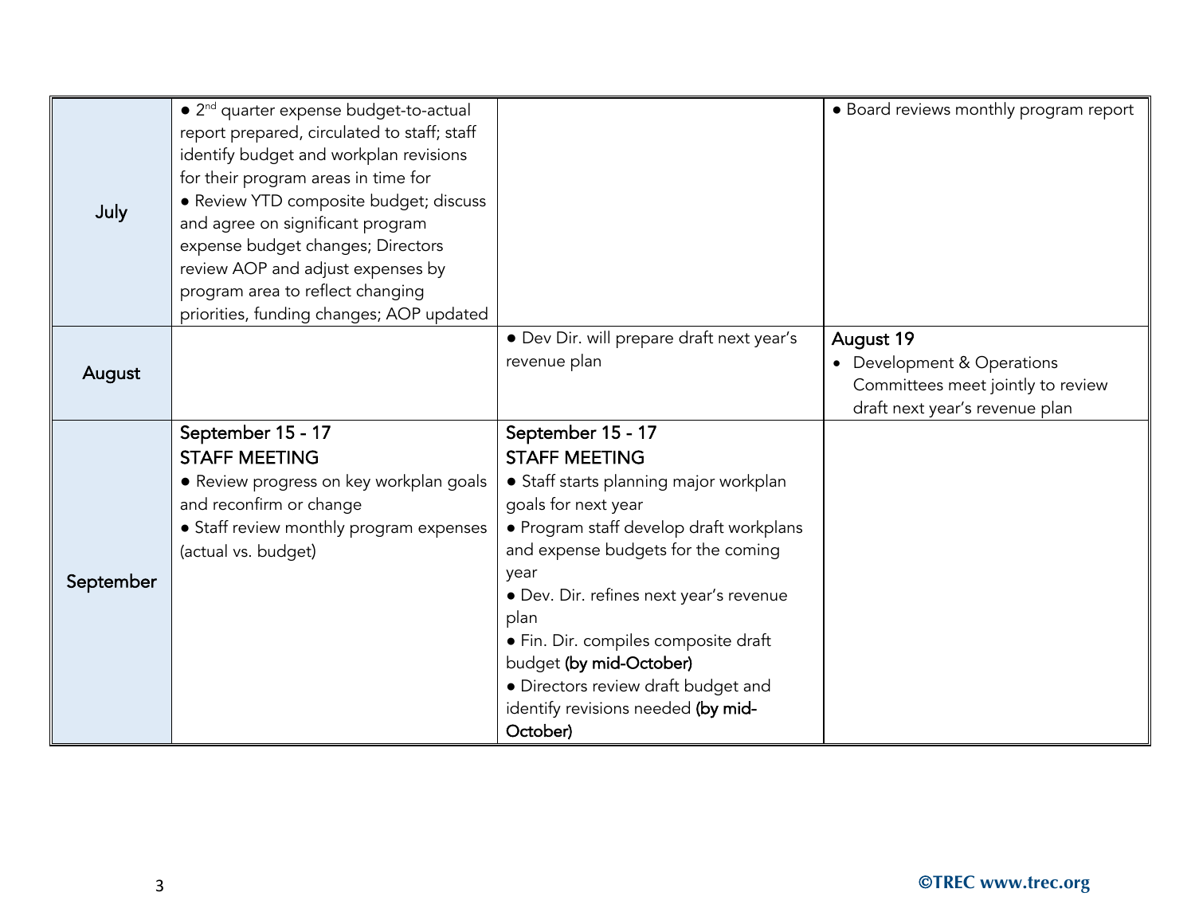| | | | |
|---|---|---|---|
| July | ● 2nd quarter expense budget-to-actual report prepared, circulated to staff; staff identify budget and workplan revisions for their program areas in time for<br>● Review YTD composite budget; discuss and agree on significant program expense budget changes; Directors review AOP and adjust expenses by program area to reflect changing priorities, funding changes; AOP updated | | ● Board reviews monthly program report |
| August | | ● Dev Dir. will prepare draft next year's revenue plan | **August 19**<br>• Development & Operations Committees meet jointly to review draft next year's revenue plan |
| September | **September 15 - 17**<br>**STAFF MEETING**<br>● Review progress on key workplan goals and reconfirm or change<br>● Staff review monthly program expenses (actual vs. budget) | **September 15 - 17**<br>**STAFF MEETING**<br>● Staff starts planning major workplan goals for next year<br>● Program staff develop draft workplans and expense budgets for the coming year<br>● Dev. Dir. refines next year's revenue plan<br>● Fin. Dir. compiles composite draft budget **(by mid-October)**<br>● Directors review draft budget and identify revisions needed **(by mid-October)** | |

©TREC www.trec.org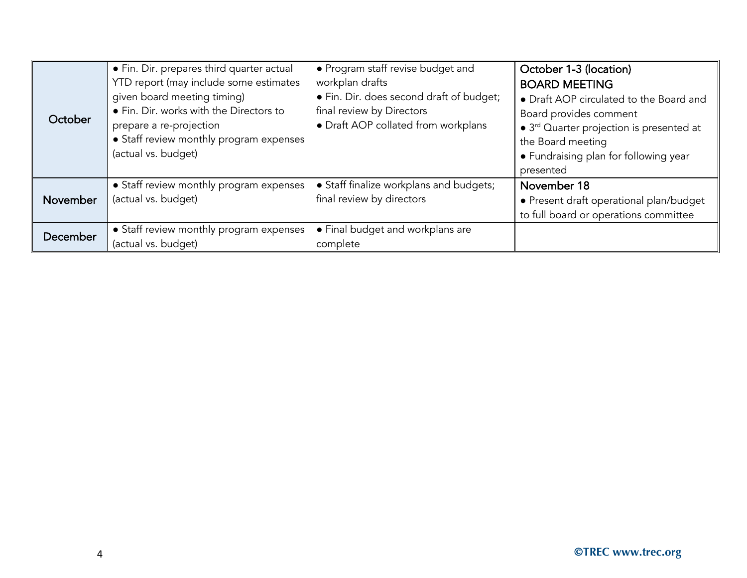| | | | |
|---|---|---|---|
| October | • Fin. Dir. prepares third quarter actual YTD report (may include some estimates given board meeting timing)<br>• Fin. Dir. works with the Directors to prepare a re-projection<br>• Staff review monthly program expenses (actual vs. budget) | • Program staff revise budget and workplan drafts<br>• Fin. Dir. does second draft of budget; final review by Directors<br>• Draft AOP collated from workplans | October 1-3 (location)<br>BOARD MEETING<br>• Draft AOP circulated to the Board and Board provides comment<br>• 3rd Quarter projection is presented at the Board meeting<br>• Fundraising plan for following year presented |
| November | • Staff review monthly program expenses (actual vs. budget) | • Staff finalize workplans and budgets; final review by directors | November 18<br>• Present draft operational plan/budget to full board or operations committee |
| December | • Staff review monthly program expenses (actual vs. budget) | • Final budget and workplans are complete | |

©TREC www.trec.org